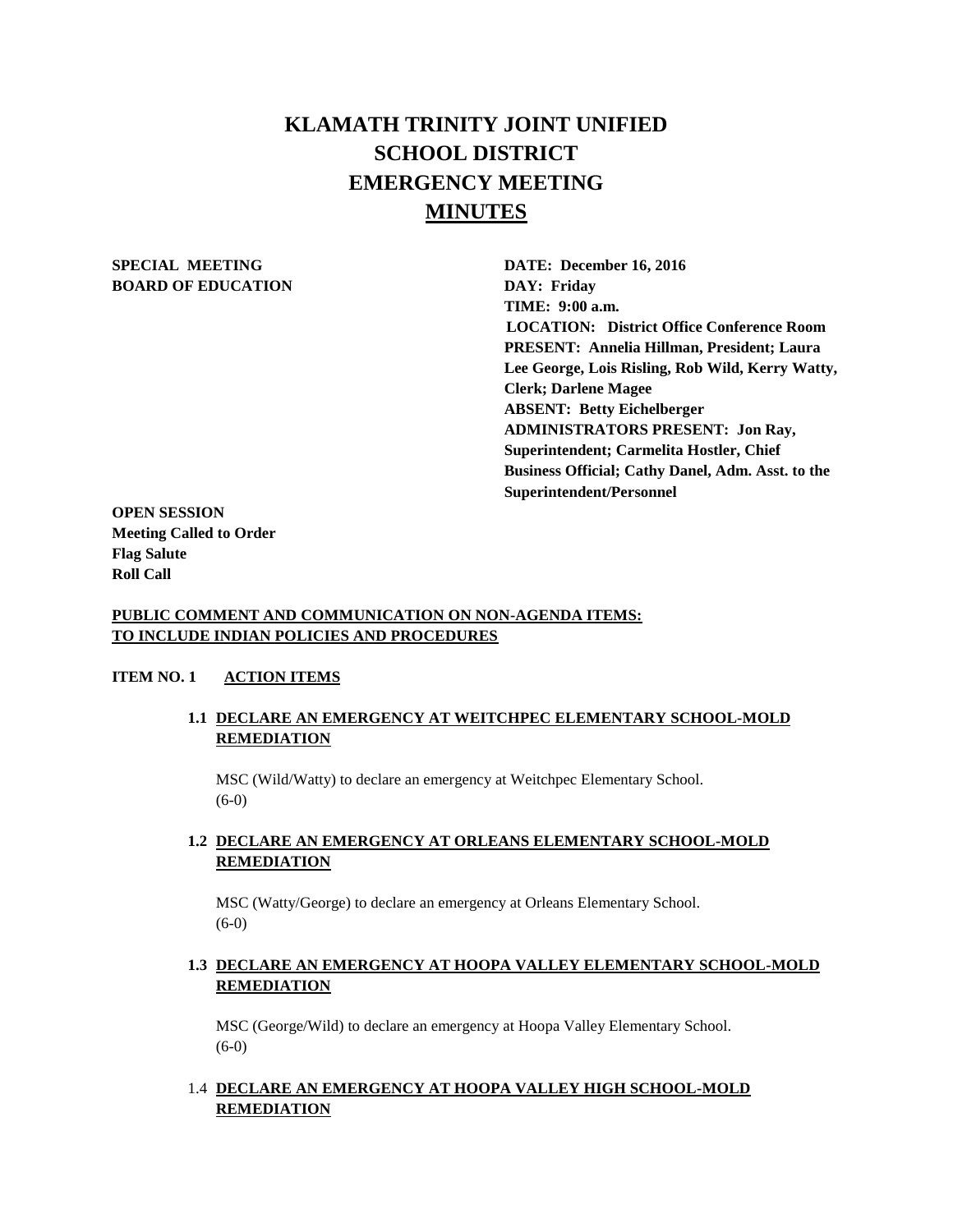# KLAMATH TRINITY JOINT UNIFIED SCHOOL DISTRICT EMERGENCY MEETING

## MINUTES

**SPECIAL MEETING**
**BOARD OF EDUCATION**

**DATE: December 16, 2016**
**DAY: Friday**
**TIME: 9:00 a.m.**
**LOCATION: District Office Conference Room**
**PRESENT: Annelia Hillman, President; Laura Lee George, Lois Risling, Rob Wild, Kerry Watty, Clerk; Darlene Magee**
**ABSENT: Betty Eichelberger**
**ADMINISTRATORS PRESENT: Jon Ray, Superintendent; Carmelita Hostler, Chief Business Official; Cathy Danel, Adm. Asst. to the Superintendent/Personnel**

**OPEN SESSION**
**Meeting Called to Order**
**Flag Salute**
**Roll Call**

**PUBLIC COMMENT AND COMMUNICATION ON NON-AGENDA ITEMS: TO INCLUDE INDIAN POLICIES AND PROCEDURES**

**ITEM NO. 1 ACTION ITEMS**

**1.1 DECLARE AN EMERGENCY AT WEITCHPEC ELEMENTARY SCHOOL-MOLD REMEDIATION**

MSC (Wild/Watty) to declare an emergency at Weitchpec Elementary School. (6-0)

**1.2 DECLARE AN EMERGENCY AT ORLEANS ELEMENTARY SCHOOL-MOLD REMEDIATION**

MSC (Watty/George) to declare an emergency at Orleans Elementary School. (6-0)

**1.3 DECLARE AN EMERGENCY AT HOOPA VALLEY ELEMENTARY SCHOOL-MOLD REMEDIATION**

MSC (George/Wild) to declare an emergency at Hoopa Valley Elementary School. (6-0)

1.4 **DECLARE AN EMERGENCY AT HOOPA VALLEY HIGH SCHOOL-MOLD REMEDIATION**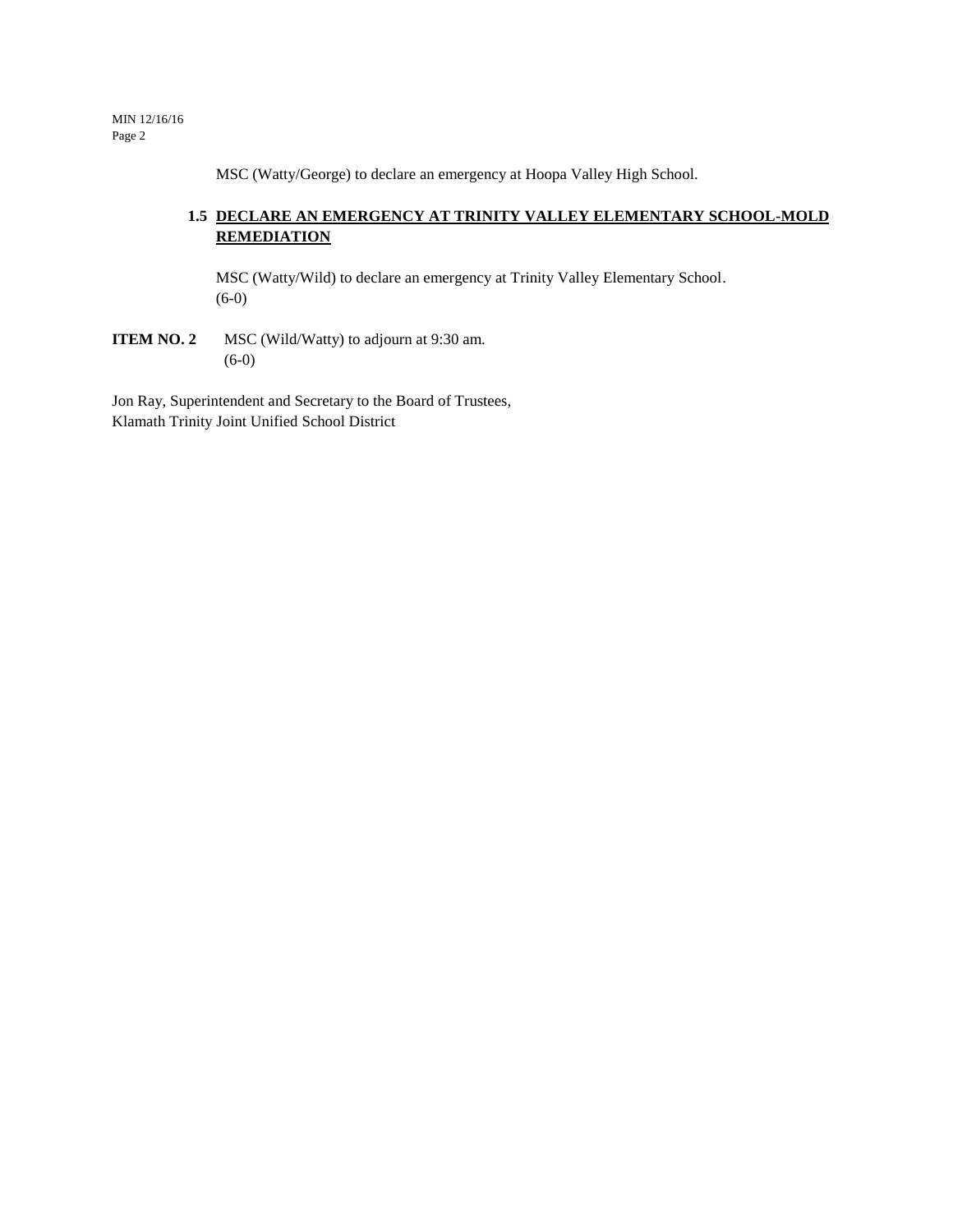MSC (Watty/George) to declare an emergency at Hoopa Valley High School.

### 1.5 DECLARE AN EMERGENCY AT TRINITY VALLEY ELEMENTARY SCHOOL-MOLD REMEDIATION

MSC (Watty/Wild) to declare an emergency at Trinity Valley Elementary School.
(6-0)

**ITEM NO. 2** MSC (Wild/Watty) to adjourn at 9:30 am.
(6-0)

Jon Ray, Superintendent and Secretary to the Board of Trustees,
Klamath Trinity Joint Unified School District